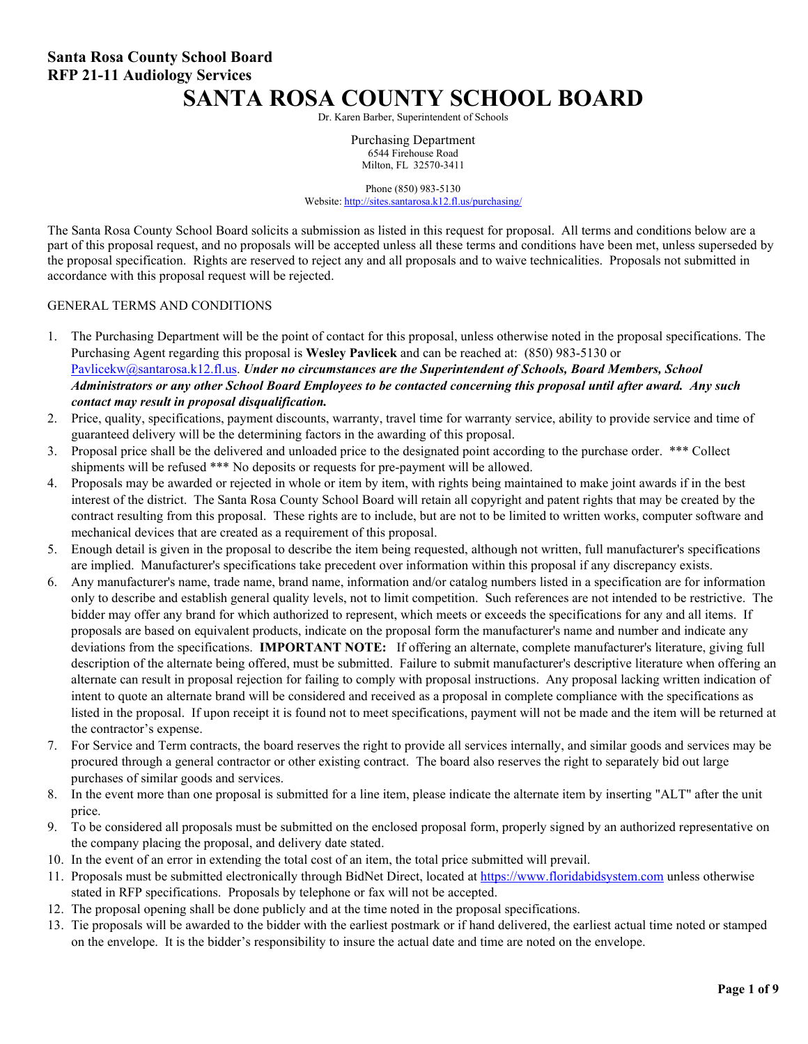**Santa Rosa County School Board**
**RFP 21-11 Audiology Services**

# SANTA ROSA COUNTY SCHOOL BOARD

Dr. Karen Barber, Superintendent of Schools

Purchasing Department
6544 Firehouse Road
Milton, FL 32570-3411

Phone (850) 983-5130
Website: http://sites.santarosa.k12.fl.us/purchasing/

The Santa Rosa County School Board solicits a submission as listed in this request for proposal. All terms and conditions below are a part of this proposal request, and no proposals will be accepted unless all these terms and conditions have been met, unless superseded by the proposal specification. Rights are reserved to reject any and all proposals and to waive technicalities. Proposals not submitted in accordance with this proposal request will be rejected.

GENERAL TERMS AND CONDITIONS

1. The Purchasing Department will be the point of contact for this proposal, unless otherwise noted in the proposal specifications. The Purchasing Agent regarding this proposal is **Wesley Pavlicek** and can be reached at: (850) 983-5130 or Pavlicekw@santarosa.k12.fl.us. ***Under no circumstances are the Superintendent of Schools, Board Members, School Administrators or any other School Board Employees to be contacted concerning this proposal until after award. Any such contact may result in proposal disqualification.***
2. Price, quality, specifications, payment discounts, warranty, travel time for warranty service, ability to provide service and time of guaranteed delivery will be the determining factors in the awarding of this proposal.
3. Proposal price shall be the delivered and unloaded price to the designated point according to the purchase order. *** Collect shipments will be refused *** No deposits or requests for pre-payment will be allowed.
4. Proposals may be awarded or rejected in whole or item by item, with rights being maintained to make joint awards if in the best interest of the district. The Santa Rosa County School Board will retain all copyright and patent rights that may be created by the contract resulting from this proposal. These rights are to include, but are not to be limited to written works, computer software and mechanical devices that are created as a requirement of this proposal.
5. Enough detail is given in the proposal to describe the item being requested, although not written, full manufacturer's specifications are implied. Manufacturer's specifications take precedent over information within this proposal if any discrepancy exists.
6. Any manufacturer's name, trade name, brand name, information and/or catalog numbers listed in a specification are for information only to describe and establish general quality levels, not to limit competition. Such references are not intended to be restrictive. The bidder may offer any brand for which authorized to represent, which meets or exceeds the specifications for any and all items. If proposals are based on equivalent products, indicate on the proposal form the manufacturer's name and number and indicate any deviations from the specifications. **IMPORTANT NOTE:** If offering an alternate, complete manufacturer's literature, giving full description of the alternate being offered, must be submitted. Failure to submit manufacturer's descriptive literature when offering an alternate can result in proposal rejection for failing to comply with proposal instructions. Any proposal lacking written indication of intent to quote an alternate brand will be considered and received as a proposal in complete compliance with the specifications as listed in the proposal. If upon receipt it is found not to meet specifications, payment will not be made and the item will be returned at the contractor's expense.
7. For Service and Term contracts, the board reserves the right to provide all services internally, and similar goods and services may be procured through a general contractor or other existing contract. The board also reserves the right to separately bid out large purchases of similar goods and services.
8. In the event more than one proposal is submitted for a line item, please indicate the alternate item by inserting "ALT" after the unit price.
9. To be considered all proposals must be submitted on the enclosed proposal form, properly signed by an authorized representative on the company placing the proposal, and delivery date stated.
10. In the event of an error in extending the total cost of an item, the total price submitted will prevail.
11. Proposals must be submitted electronically through BidNet Direct, located at https://www.floridabidsystem.com unless otherwise stated in RFP specifications. Proposals by telephone or fax will not be accepted.
12. The proposal opening shall be done publicly and at the time noted in the proposal specifications.
13. Tie proposals will be awarded to the bidder with the earliest postmark or if hand delivered, the earliest actual time noted or stamped on the envelope. It is the bidder's responsibility to insure the actual date and time are noted on the envelope.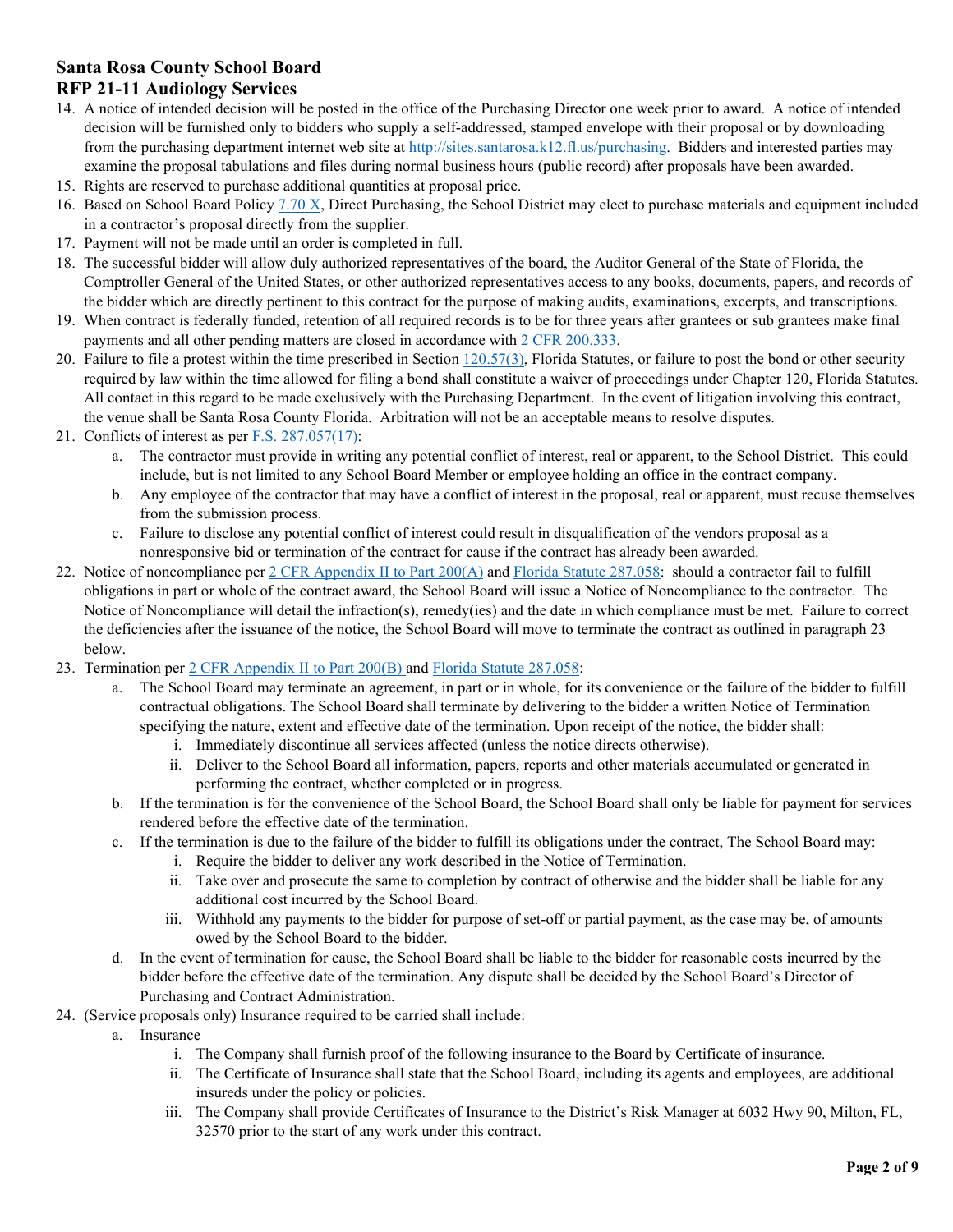14. A notice of intended decision will be posted in the office of the Purchasing Director one week prior to award. A notice of intended decision will be furnished only to bidders who supply a self-addressed, stamped envelope with their proposal or by downloading from the purchasing department internet web site at http://sites.santarosa.k12.fl.us/purchasing. Bidders and interested parties may examine the proposal tabulations and files during normal business hours (public record) after proposals have been awarded.
15. Rights are reserved to purchase additional quantities at proposal price.
16. Based on School Board Policy 7.70 X, Direct Purchasing, the School District may elect to purchase materials and equipment included in a contractor's proposal directly from the supplier.
17. Payment will not be made until an order is completed in full.
18. The successful bidder will allow duly authorized representatives of the board, the Auditor General of the State of Florida, the Comptroller General of the United States, or other authorized representatives access to any books, documents, papers, and records of the bidder which are directly pertinent to this contract for the purpose of making audits, examinations, excerpts, and transcriptions.
19. When contract is federally funded, retention of all required records is to be for three years after grantees or sub grantees make final payments and all other pending matters are closed in accordance with 2 CFR 200.333.
20. Failure to file a protest within the time prescribed in Section 120.57(3), Florida Statutes, or failure to post the bond or other security required by law within the time allowed for filing a bond shall constitute a waiver of proceedings under Chapter 120, Florida Statutes. All contact in this regard to be made exclusively with the Purchasing Department. In the event of litigation involving this contract, the venue shall be Santa Rosa County Florida. Arbitration will not be an acceptable means to resolve disputes.
21. Conflicts of interest as per F.S. 287.057(17):
    a. The contractor must provide in writing any potential conflict of interest, real or apparent, to the School District. This could include, but is not limited to any School Board Member or employee holding an office in the contract company.
    b. Any employee of the contractor that may have a conflict of interest in the proposal, real or apparent, must recuse themselves from the submission process.
    c. Failure to disclose any potential conflict of interest could result in disqualification of the vendors proposal as a nonresponsive bid or termination of the contract for cause if the contract has already been awarded.
22. Notice of noncompliance per 2 CFR Appendix II to Part 200(A) and Florida Statute 287.058: should a contractor fail to fulfill obligations in part or whole of the contract award, the School Board will issue a Notice of Noncompliance to the contractor. The Notice of Noncompliance will detail the infraction(s), remedy(ies) and the date in which compliance must be met. Failure to correct the deficiencies after the issuance of the notice, the School Board will move to terminate the contract as outlined in paragraph 23 below.
23. Termination per 2 CFR Appendix II to Part 200(B) and Florida Statute 287.058:
    a. The School Board may terminate an agreement, in part or in whole, for its convenience or the failure of the bidder to fulfill contractual obligations. The School Board shall terminate by delivering to the bidder a written Notice of Termination specifying the nature, extent and effective date of the termination. Upon receipt of the notice, the bidder shall:
        i. Immediately discontinue all services affected (unless the notice directs otherwise).
        ii. Deliver to the School Board all information, papers, reports and other materials accumulated or generated in performing the contract, whether completed or in progress.
    b. If the termination is for the convenience of the School Board, the School Board shall only be liable for payment for services rendered before the effective date of the termination.
    c. If the termination is due to the failure of the bidder to fulfill its obligations under the contract, The School Board may:
        i. Require the bidder to deliver any work described in the Notice of Termination.
        ii. Take over and prosecute the same to completion by contract of otherwise and the bidder shall be liable for any additional cost incurred by the School Board.
        iii. Withhold any payments to the bidder for purpose of set-off or partial payment, as the case may be, of amounts owed by the School Board to the bidder.
    d. In the event of termination for cause, the School Board shall be liable to the bidder for reasonable costs incurred by the bidder before the effective date of the termination. Any dispute shall be decided by the School Board's Director of Purchasing and Contract Administration.
24. (Service proposals only) Insurance required to be carried shall include:
    a. Insurance
        i. The Company shall furnish proof of the following insurance to the Board by Certificate of insurance.
        ii. The Certificate of Insurance shall state that the School Board, including its agents and employees, are additional insureds under the policy or policies.
        iii. The Company shall provide Certificates of Insurance to the District's Risk Manager at 6032 Hwy 90, Milton, FL, 32570 prior to the start of any work under this contract.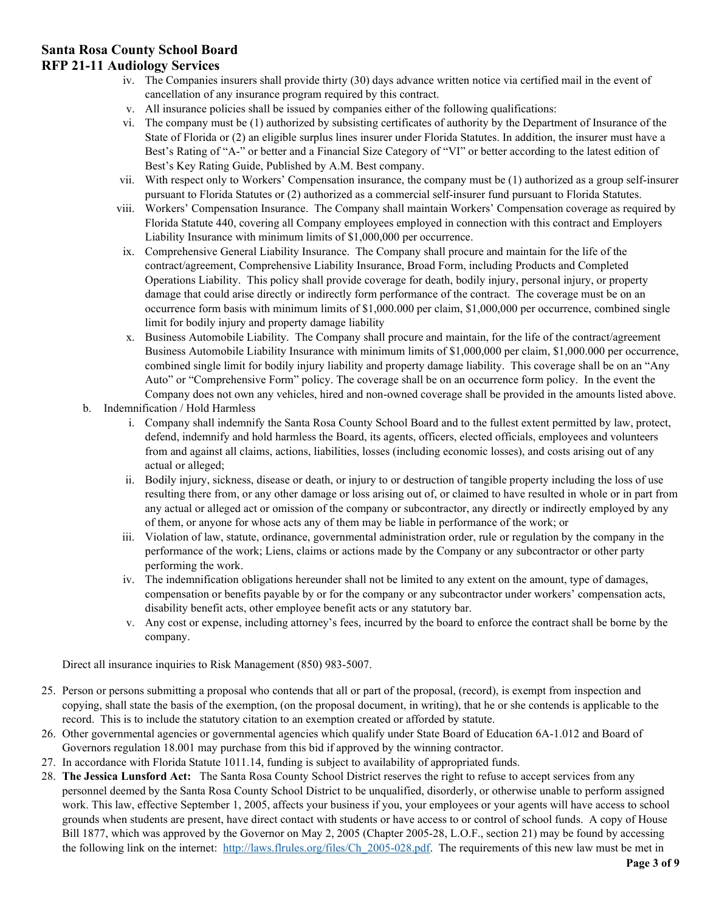iv. The Companies insurers shall provide thirty (30) days advance written notice via certified mail in the event of cancellation of any insurance program required by this contract.

v. All insurance policies shall be issued by companies either of the following qualifications:

vi. The company must be (1) authorized by subsisting certificates of authority by the Department of Insurance of the State of Florida or (2) an eligible surplus lines insurer under Florida Statutes. In addition, the insurer must have a Best's Rating of "A-" or better and a Financial Size Category of "VI" or better according to the latest edition of Best's Key Rating Guide, Published by A.M. Best company.

vii. With respect only to Workers' Compensation insurance, the company must be (1) authorized as a group self-insurer pursuant to Florida Statutes or (2) authorized as a commercial self-insurer fund pursuant to Florida Statutes.

viii. Workers' Compensation Insurance. The Company shall maintain Workers' Compensation coverage as required by Florida Statute 440, covering all Company employees employed in connection with this contract and Employers Liability Insurance with minimum limits of $1,000,000 per occurrence.

ix. Comprehensive General Liability Insurance. The Company shall procure and maintain for the life of the contract/agreement, Comprehensive Liability Insurance, Broad Form, including Products and Completed Operations Liability. This policy shall provide coverage for death, bodily injury, personal injury, or property damage that could arise directly or indirectly form performance of the contract. The coverage must be on an occurrence form basis with minimum limits of $1,000.000 per claim, $1,000,000 per occurrence, combined single limit for bodily injury and property damage liability

x. Business Automobile Liability. The Company shall procure and maintain, for the life of the contract/agreement Business Automobile Liability Insurance with minimum limits of $1,000,000 per claim, $1,000.000 per occurrence, combined single limit for bodily injury liability and property damage liability. This coverage shall be on an "Any Auto" or "Comprehensive Form" policy. The coverage shall be on an occurrence form policy. In the event the Company does not own any vehicles, hired and non-owned coverage shall be provided in the amounts listed above.

b. Indemnification / Hold Harmless

i. Company shall indemnify the Santa Rosa County School Board and to the fullest extent permitted by law, protect, defend, indemnify and hold harmless the Board, its agents, officers, elected officials, employees and volunteers from and against all claims, actions, liabilities, losses (including economic losses), and costs arising out of any actual or alleged;

ii. Bodily injury, sickness, disease or death, or injury to or destruction of tangible property including the loss of use resulting there from, or any other damage or loss arising out of, or claimed to have resulted in whole or in part from any actual or alleged act or omission of the company or subcontractor, any directly or indirectly employed by any of them, or anyone for whose acts any of them may be liable in performance of the work; or

iii. Violation of law, statute, ordinance, governmental administration order, rule or regulation by the company in the performance of the work; Liens, claims or actions made by the Company or any subcontractor or other party performing the work.

iv. The indemnification obligations hereunder shall not be limited to any extent on the amount, type of damages, compensation or benefits payable by or for the company or any subcontractor under workers' compensation acts, disability benefit acts, other employee benefit acts or any statutory bar.

v. Any cost or expense, including attorney's fees, incurred by the board to enforce the contract shall be borne by the company.

Direct all insurance inquiries to Risk Management (850) 983-5007.

25. Person or persons submitting a proposal who contends that all or part of the proposal, (record), is exempt from inspection and copying, shall state the basis of the exemption, (on the proposal document, in writing), that he or she contends is applicable to the record. This is to include the statutory citation to an exemption created or afforded by statute.
26. Other governmental agencies or governmental agencies which qualify under State Board of Education 6A-1.012 and Board of Governors regulation 18.001 may purchase from this bid if approved by the winning contractor.
27. In accordance with Florida Statute 1011.14, funding is subject to availability of appropriated funds.
28. **The Jessica Lunsford Act:** The Santa Rosa County School District reserves the right to refuse to accept services from any personnel deemed by the Santa Rosa County School District to be unqualified, disorderly, or otherwise unable to perform assigned work. This law, effective September 1, 2005, affects your business if you, your employees or your agents will have access to school grounds when students are present, have direct contact with students or have access to or control of school funds. A copy of House Bill 1877, which was approved by the Governor on May 2, 2005 (Chapter 2005-28, L.O.F., section 21) may be found by accessing the following link on the internet: http://laws.flrules.org/files/Ch_2005-028.pdf. The requirements of this new law must be met in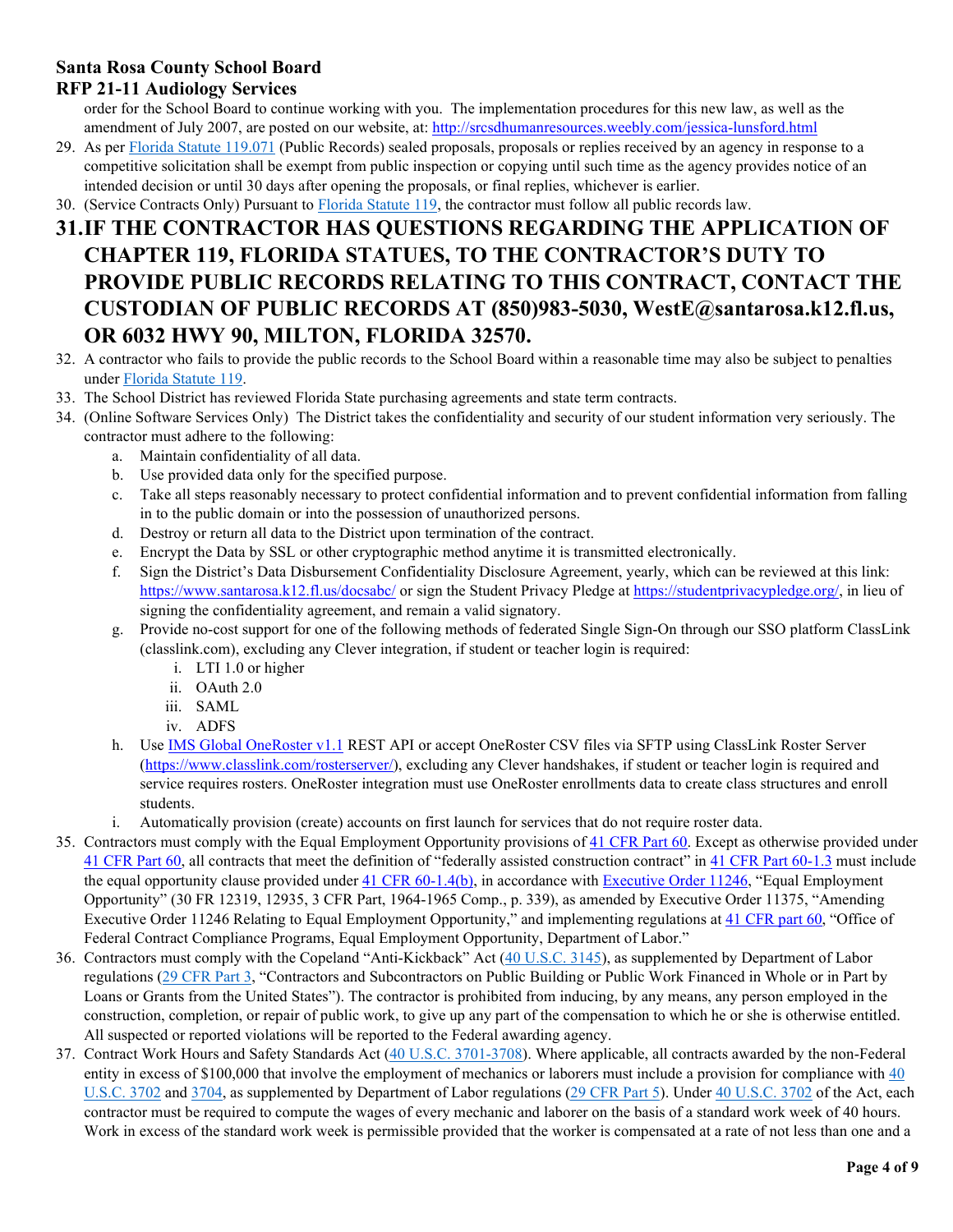order for the School Board to continue working with you. The implementation procedures for this new law, as well as the amendment of July 2007, are posted on our website, at: http://srcsdhumanresources.weebly.com/jessica-lunsford.html

29. As per Florida Statute 119.071 (Public Records) sealed proposals, proposals or replies received by an agency in response to a competitive solicitation shall be exempt from public inspection or copying until such time as the agency provides notice of an intended decision or until 30 days after opening the proposals, or final replies, whichever is earlier.
30. (Service Contracts Only) Pursuant to Florida Statute 119, the contractor must follow all public records law.
31. **IF THE CONTRACTOR HAS QUESTIONS REGARDING THE APPLICATION OF CHAPTER 119, FLORIDA STATUES, TO THE CONTRACTOR'S DUTY TO PROVIDE PUBLIC RECORDS RELATING TO THIS CONTRACT, CONTACT THE CUSTODIAN OF PUBLIC RECORDS AT (850)983-5030, WestE@santarosa.k12.fl.us, OR 6032 HWY 90, MILTON, FLORIDA 32570.**
32. A contractor who fails to provide the public records to the School Board within a reasonable time may also be subject to penalties under Florida Statute 119.
33. The School District has reviewed Florida State purchasing agreements and state term contracts.
34. (Online Software Services Only) The District takes the confidentiality and security of our student information very seriously. The contractor must adhere to the following:
    a. Maintain confidentiality of all data.
    b. Use provided data only for the specified purpose.
    c. Take all steps reasonably necessary to protect confidential information and to prevent confidential information from falling in to the public domain or into the possession of unauthorized persons.
    d. Destroy or return all data to the District upon termination of the contract.
    e. Encrypt the Data by SSL or other cryptographic method anytime it is transmitted electronically.
    f. Sign the District's Data Disbursement Confidentiality Disclosure Agreement, yearly, which can be reviewed at this link: https://www.santarosa.k12.fl.us/docsabc/ or sign the Student Privacy Pledge at https://studentprivacypledge.org/, in lieu of signing the confidentiality agreement, and remain a valid signatory.
    g. Provide no-cost support for one of the following methods of federated Single Sign-On through our SSO platform ClassLink (classlink.com), excluding any Clever integration, if student or teacher login is required:
        i. LTI 1.0 or higher
        ii. OAuth 2.0
        iii. SAML
        iv. ADFS
    h. Use IMS Global OneRoster v1.1 REST API or accept OneRoster CSV files via SFTP using ClassLink Roster Server (https://www.classlink.com/rosterserver/), excluding any Clever handshakes, if student or teacher login is required and service requires rosters. OneRoster integration must use OneRoster enrollments data to create class structures and enroll students.
    i. Automatically provision (create) accounts on first launch for services that do not require roster data.
35. Contractors must comply with the Equal Employment Opportunity provisions of 41 CFR Part 60. Except as otherwise provided under 41 CFR Part 60, all contracts that meet the definition of "federally assisted construction contract" in 41 CFR Part 60-1.3 must include the equal opportunity clause provided under 41 CFR 60-1.4(b), in accordance with Executive Order 11246, "Equal Employment Opportunity" (30 FR 12319, 12935, 3 CFR Part, 1964-1965 Comp., p. 339), as amended by Executive Order 11375, "Amending Executive Order 11246 Relating to Equal Employment Opportunity," and implementing regulations at 41 CFR part 60, "Office of Federal Contract Compliance Programs, Equal Employment Opportunity, Department of Labor."
36. Contractors must comply with the Copeland "Anti-Kickback" Act (40 U.S.C. 3145), as supplemented by Department of Labor regulations (29 CFR Part 3, "Contractors and Subcontractors on Public Building or Public Work Financed in Whole or in Part by Loans or Grants from the United States"). The contractor is prohibited from inducing, by any means, any person employed in the construction, completion, or repair of public work, to give up any part of the compensation to which he or she is otherwise entitled. All suspected or reported violations will be reported to the Federal awarding agency.
37. Contract Work Hours and Safety Standards Act (40 U.S.C. 3701-3708). Where applicable, all contracts awarded by the non-Federal entity in excess of $100,000 that involve the employment of mechanics or laborers must include a provision for compliance with 40 U.S.C. 3702 and 3704, as supplemented by Department of Labor regulations (29 CFR Part 5). Under 40 U.S.C. 3702 of the Act, each contractor must be required to compute the wages of every mechanic and laborer on the basis of a standard work week of 40 hours. Work in excess of the standard work week is permissible provided that the worker is compensated at a rate of not less than one and a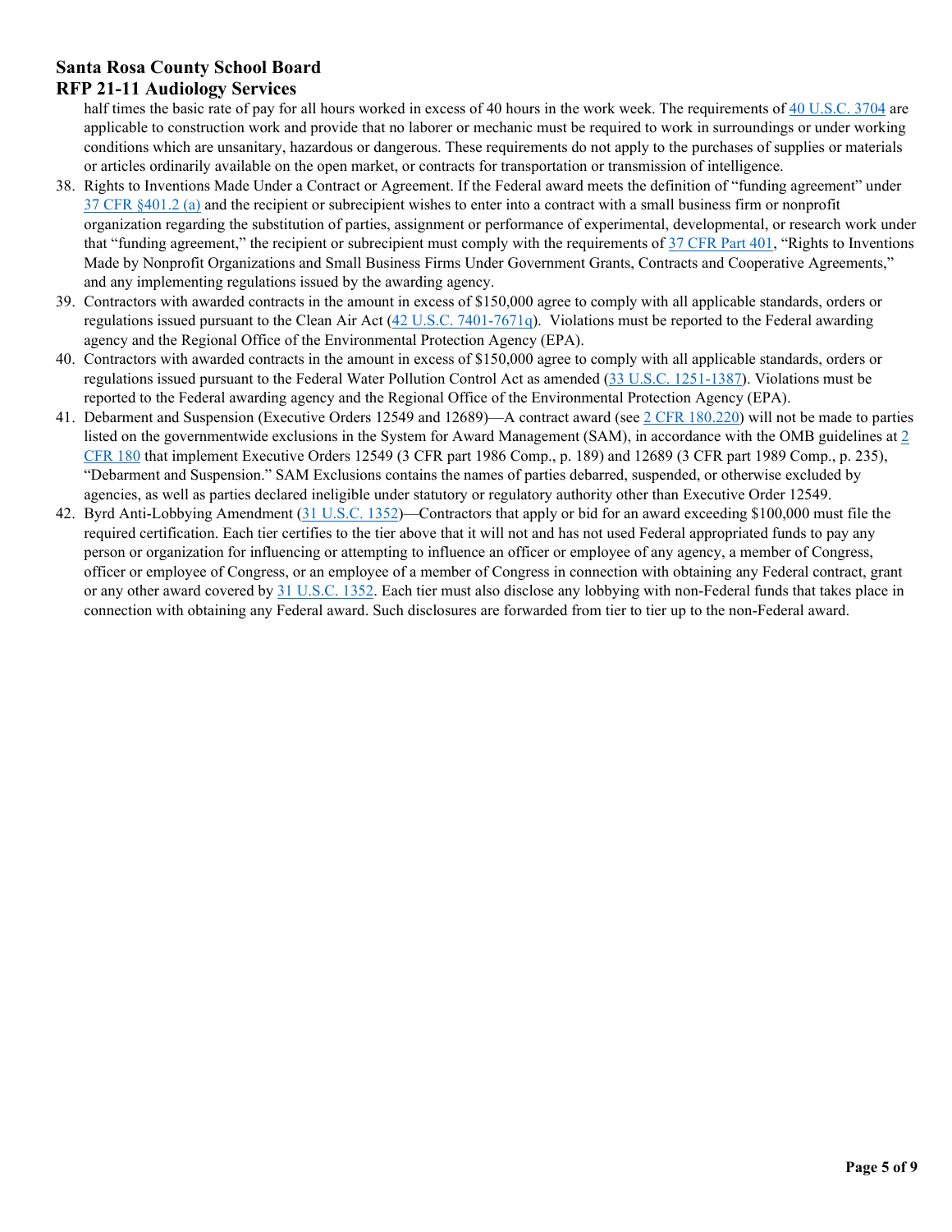half times the basic rate of pay for all hours worked in excess of 40 hours in the work week. The requirements of 40 U.S.C. 3704 are applicable to construction work and provide that no laborer or mechanic must be required to work in surroundings or under working conditions which are unsanitary, hazardous or dangerous. These requirements do not apply to the purchases of supplies or materials or articles ordinarily available on the open market, or contracts for transportation or transmission of intelligence.

38. Rights to Inventions Made Under a Contract or Agreement. If the Federal award meets the definition of "funding agreement" under 37 CFR §401.2 (a) and the recipient or subrecipient wishes to enter into a contract with a small business firm or nonprofit organization regarding the substitution of parties, assignment or performance of experimental, developmental, or research work under that "funding agreement," the recipient or subrecipient must comply with the requirements of 37 CFR Part 401, "Rights to Inventions Made by Nonprofit Organizations and Small Business Firms Under Government Grants, Contracts and Cooperative Agreements," and any implementing regulations issued by the awarding agency.
39. Contractors with awarded contracts in the amount in excess of $150,000 agree to comply with all applicable standards, orders or regulations issued pursuant to the Clean Air Act (42 U.S.C. 7401-7671q). Violations must be reported to the Federal awarding agency and the Regional Office of the Environmental Protection Agency (EPA).
40. Contractors with awarded contracts in the amount in excess of $150,000 agree to comply with all applicable standards, orders or regulations issued pursuant to the Federal Water Pollution Control Act as amended (33 U.S.C. 1251-1387). Violations must be reported to the Federal awarding agency and the Regional Office of the Environmental Protection Agency (EPA).
41. Debarment and Suspension (Executive Orders 12549 and 12689)—A contract award (see 2 CFR 180.220) will not be made to parties listed on the governmentwide exclusions in the System for Award Management (SAM), in accordance with the OMB guidelines at 2 CFR 180 that implement Executive Orders 12549 (3 CFR part 1986 Comp., p. 189) and 12689 (3 CFR part 1989 Comp., p. 235), "Debarment and Suspension." SAM Exclusions contains the names of parties debarred, suspended, or otherwise excluded by agencies, as well as parties declared ineligible under statutory or regulatory authority other than Executive Order 12549.
42. Byrd Anti-Lobbying Amendment (31 U.S.C. 1352)—Contractors that apply or bid for an award exceeding $100,000 must file the required certification. Each tier certifies to the tier above that it will not and has not used Federal appropriated funds to pay any person or organization for influencing or attempting to influence an officer or employee of any agency, a member of Congress, officer or employee of Congress, or an employee of a member of Congress in connection with obtaining any Federal contract, grant or any other award covered by 31 U.S.C. 1352. Each tier must also disclose any lobbying with non-Federal funds that takes place in connection with obtaining any Federal award. Such disclosures are forwarded from tier to tier up to the non-Federal award.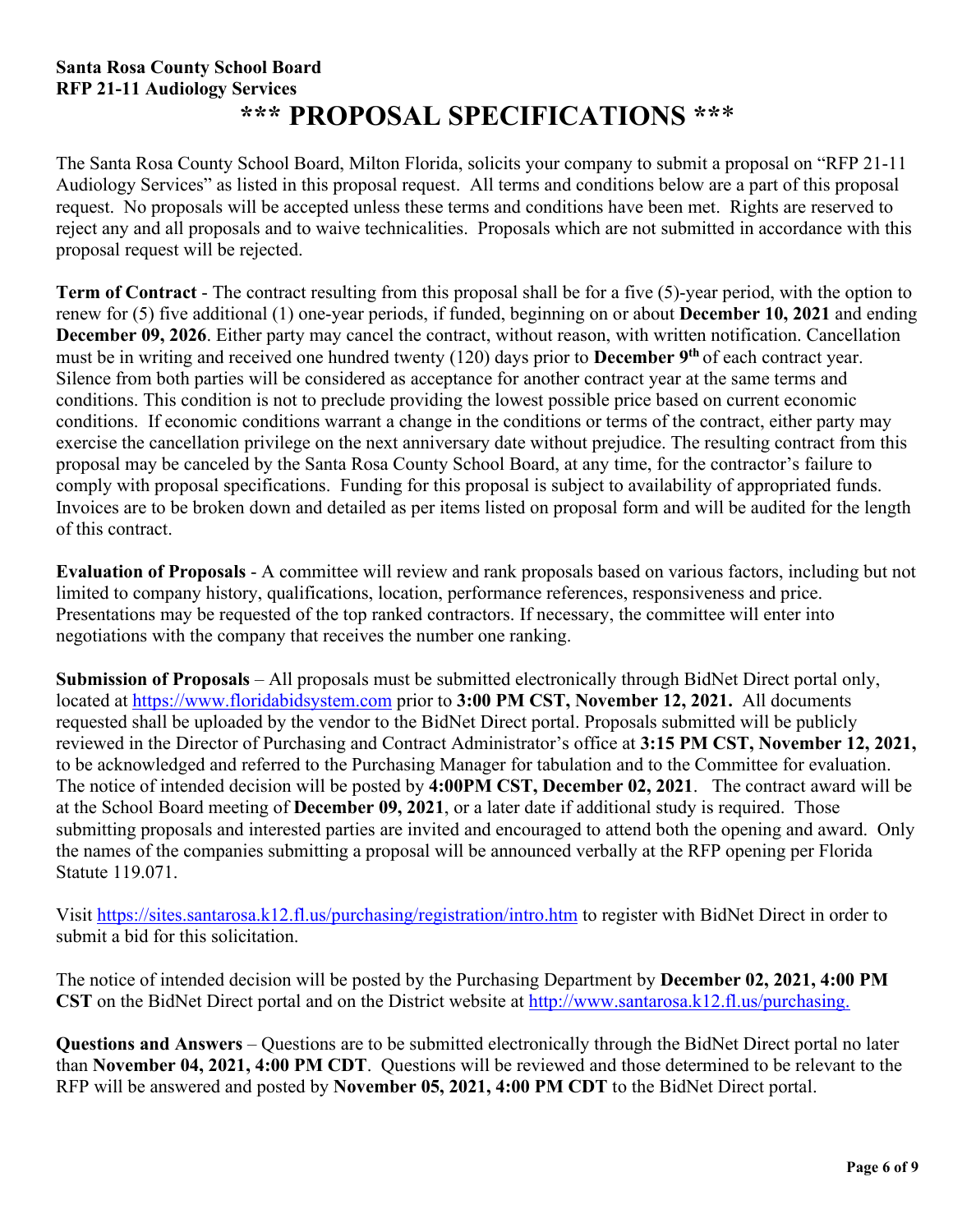**Santa Rosa County School Board**
**RFP 21-11 Audiology Services**

# *** PROPOSAL SPECIFICATIONS ***

The Santa Rosa County School Board, Milton Florida, solicits your company to submit a proposal on "RFP 21-11 Audiology Services" as listed in this proposal request. All terms and conditions below are a part of this proposal request. No proposals will be accepted unless these terms and conditions have been met. Rights are reserved to reject any and all proposals and to waive technicalities. Proposals which are not submitted in accordance with this proposal request will be rejected.

**Term of Contract** - The contract resulting from this proposal shall be for a five (5)-year period, with the option to renew for (5) five additional (1) one-year periods, if funded, beginning on or about **December 10, 2021** and ending **December 09, 2026**. Either party may cancel the contract, without reason, with written notification. Cancellation must be in writing and received one hundred twenty (120) days prior to **December 9th** of each contract year. Silence from both parties will be considered as acceptance for another contract year at the same terms and conditions. This condition is not to preclude providing the lowest possible price based on current economic conditions. If economic conditions warrant a change in the conditions or terms of the contract, either party may exercise the cancellation privilege on the next anniversary date without prejudice. The resulting contract from this proposal may be canceled by the Santa Rosa County School Board, at any time, for the contractor's failure to comply with proposal specifications. Funding for this proposal is subject to availability of appropriated funds. Invoices are to be broken down and detailed as per items listed on proposal form and will be audited for the length of this contract.

**Evaluation of Proposals** - A committee will review and rank proposals based on various factors, including but not limited to company history, qualifications, location, performance references, responsiveness and price. Presentations may be requested of the top ranked contractors. If necessary, the committee will enter into negotiations with the company that receives the number one ranking.

**Submission of Proposals** – All proposals must be submitted electronically through BidNet Direct portal only, located at https://www.floridabidsystem.com prior to **3:00 PM CST, November 12, 2021.** All documents requested shall be uploaded by the vendor to the BidNet Direct portal. Proposals submitted will be publicly reviewed in the Director of Purchasing and Contract Administrator's office at **3:15 PM CST, November 12, 2021,** to be acknowledged and referred to the Purchasing Manager for tabulation and to the Committee for evaluation. The notice of intended decision will be posted by **4:00PM CST, December 02, 2021**. The contract award will be at the School Board meeting of **December 09, 2021**, or a later date if additional study is required. Those submitting proposals and interested parties are invited and encouraged to attend both the opening and award. Only the names of the companies submitting a proposal will be announced verbally at the RFP opening per Florida Statute 119.071.

Visit https://sites.santarosa.k12.fl.us/purchasing/registration/intro.htm to register with BidNet Direct in order to submit a bid for this solicitation.

The notice of intended decision will be posted by the Purchasing Department by **December 02, 2021, 4:00 PM CST** on the BidNet Direct portal and on the District website at http://www.santarosa.k12.fl.us/purchasing.

**Questions and Answers** – Questions are to be submitted electronically through the BidNet Direct portal no later than **November 04, 2021, 4:00 PM CDT**. Questions will be reviewed and those determined to be relevant to the RFP will be answered and posted by **November 05, 2021, 4:00 PM CDT** to the BidNet Direct portal.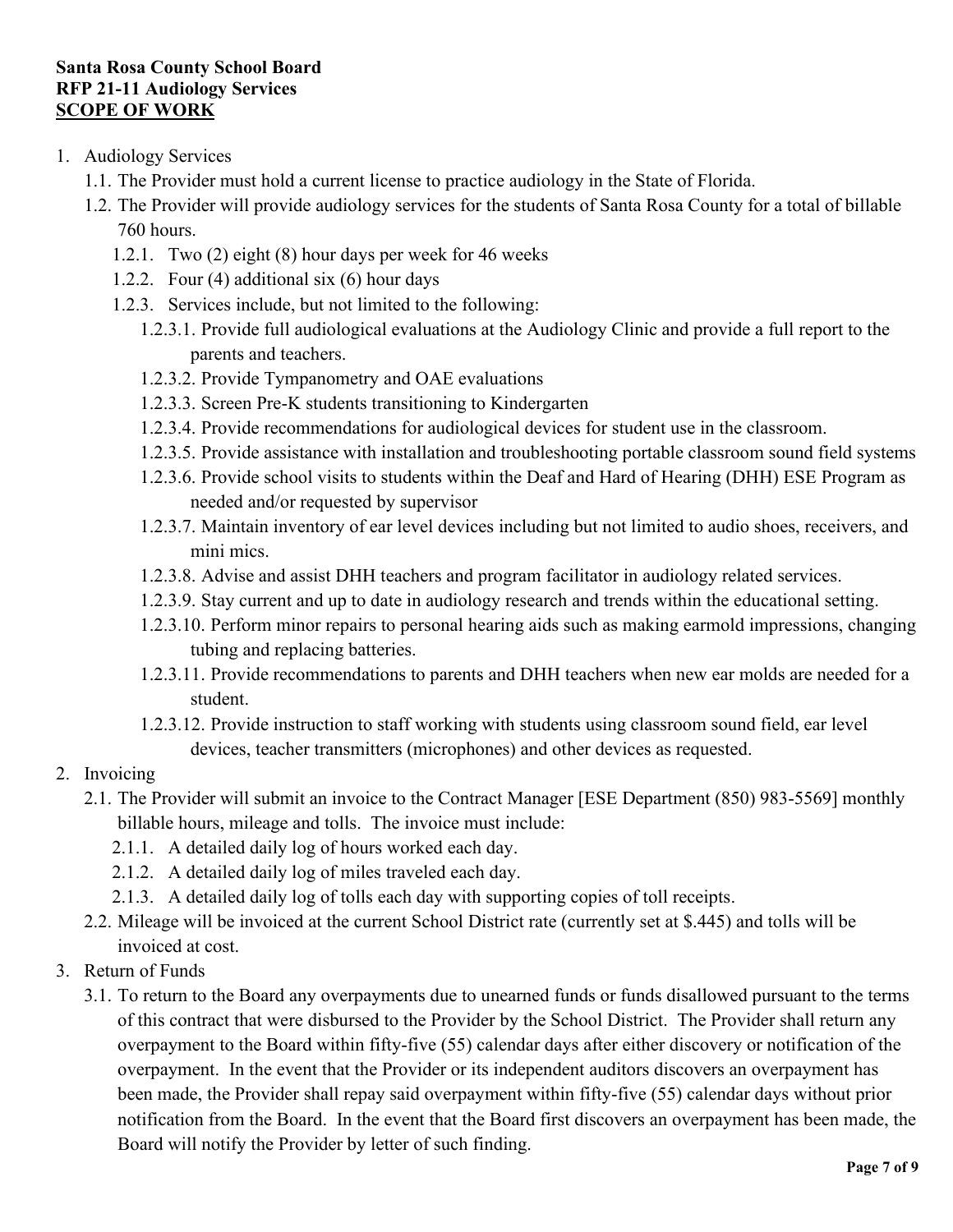**Santa Rosa County School Board**
**RFP 21-11 Audiology Services**
**SCOPE OF WORK**

1. Audiology Services
   - 1.1. The Provider must hold a current license to practice audiology in the State of Florida.
   - 1.2. The Provider will provide audiology services for the students of Santa Rosa County for a total of billable 760 hours.
     - 1.2.1. Two (2) eight (8) hour days per week for 46 weeks
     - 1.2.2. Four (4) additional six (6) hour days
     - 1.2.3. Services include, but not limited to the following:
       - 1.2.3.1. Provide full audiological evaluations at the Audiology Clinic and provide a full report to the parents and teachers.
       - 1.2.3.2. Provide Tympanometry and OAE evaluations
       - 1.2.3.3. Screen Pre-K students transitioning to Kindergarten
       - 1.2.3.4. Provide recommendations for audiological devices for student use in the classroom.
       - 1.2.3.5. Provide assistance with installation and troubleshooting portable classroom sound field systems
       - 1.2.3.6. Provide school visits to students within the Deaf and Hard of Hearing (DHH) ESE Program as needed and/or requested by supervisor
       - 1.2.3.7. Maintain inventory of ear level devices including but not limited to audio shoes, receivers, and mini mics.
       - 1.2.3.8. Advise and assist DHH teachers and program facilitator in audiology related services.
       - 1.2.3.9. Stay current and up to date in audiology research and trends within the educational setting.
       - 1.2.3.10. Perform minor repairs to personal hearing aids such as making earmold impressions, changing tubing and replacing batteries.
       - 1.2.3.11. Provide recommendations to parents and DHH teachers when new ear molds are needed for a student.
       - 1.2.3.12. Provide instruction to staff working with students using classroom sound field, ear level devices, teacher transmitters (microphones) and other devices as requested.
2. Invoicing
   - 2.1. The Provider will submit an invoice to the Contract Manager [ESE Department (850) 983-5569] monthly billable hours, mileage and tolls. The invoice must include:
     - 2.1.1. A detailed daily log of hours worked each day.
     - 2.1.2. A detailed daily log of miles traveled each day.
     - 2.1.3. A detailed daily log of tolls each day with supporting copies of toll receipts.
   - 2.2. Mileage will be invoiced at the current School District rate (currently set at $.445) and tolls will be invoiced at cost.
3. Return of Funds
   - 3.1. To return to the Board any overpayments due to unearned funds or funds disallowed pursuant to the terms of this contract that were disbursed to the Provider by the School District. The Provider shall return any overpayment to the Board within fifty-five (55) calendar days after either discovery or notification of the overpayment. In the event that the Provider or its independent auditors discovers an overpayment has been made, the Provider shall repay said overpayment within fifty-five (55) calendar days without prior notification from the Board. In the event that the Board first discovers an overpayment has been made, the Board will notify the Provider by letter of such finding.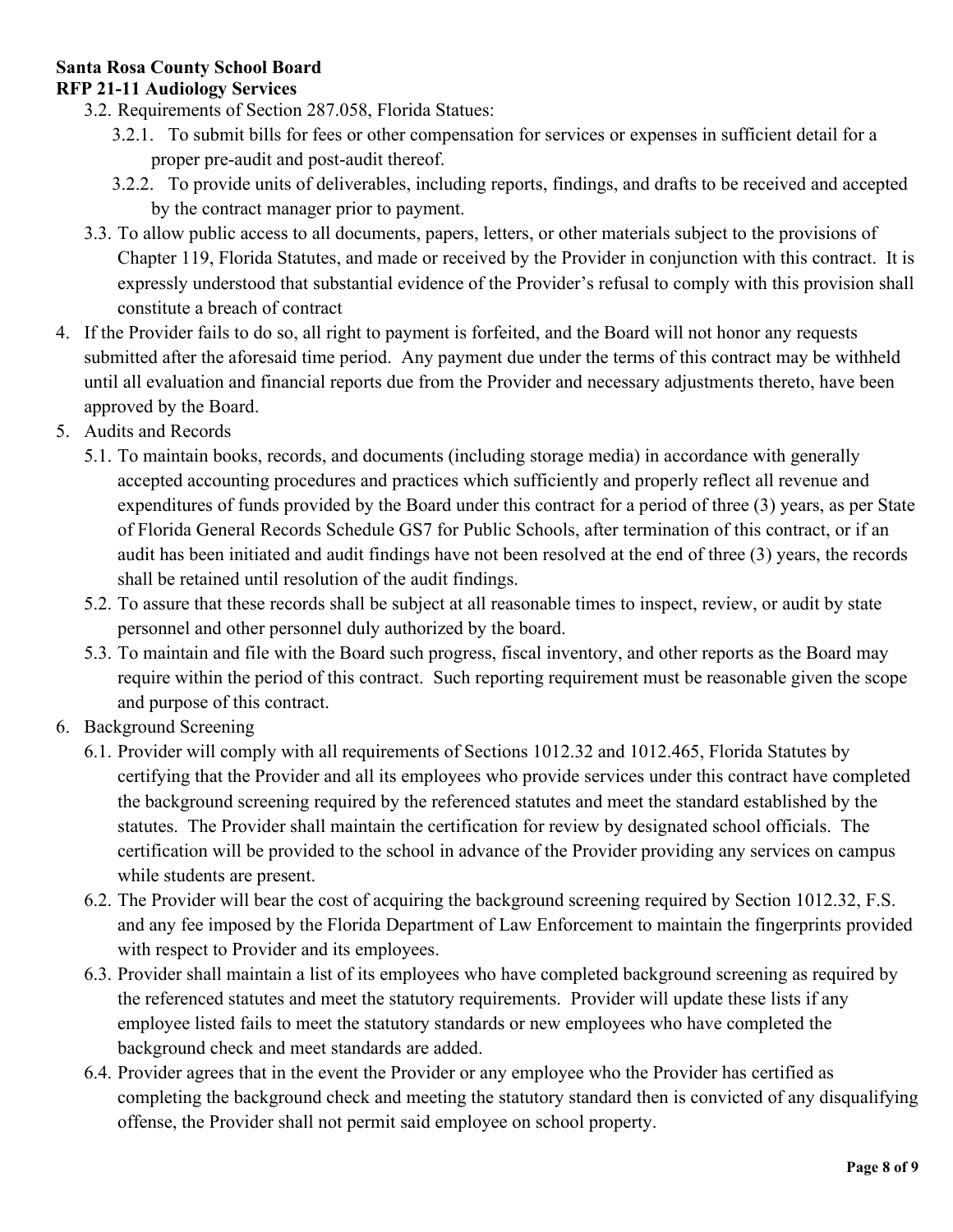3.2. Requirements of Section 287.058, Florida Statues:

   3.2.1. To submit bills for fees or other compensation for services or expenses in sufficient detail for a proper pre-audit and post-audit thereof.

   3.2.2. To provide units of deliverables, including reports, findings, and drafts to be received and accepted by the contract manager prior to payment.

3.3. To allow public access to all documents, papers, letters, or other materials subject to the provisions of Chapter 119, Florida Statutes, and made or received by the Provider in conjunction with this contract. It is expressly understood that substantial evidence of the Provider's refusal to comply with this provision shall constitute a breach of contract

4. If the Provider fails to do so, all right to payment is forfeited, and the Board will not honor any requests submitted after the aforesaid time period. Any payment due under the terms of this contract may be withheld until all evaluation and financial reports due from the Provider and necessary adjustments thereto, have been approved by the Board.

5. Audits and Records

   5.1. To maintain books, records, and documents (including storage media) in accordance with generally accepted accounting procedures and practices which sufficiently and properly reflect all revenue and expenditures of funds provided by the Board under this contract for a period of three (3) years, as per State of Florida General Records Schedule GS7 for Public Schools, after termination of this contract, or if an audit has been initiated and audit findings have not been resolved at the end of three (3) years, the records shall be retained until resolution of the audit findings.

   5.2. To assure that these records shall be subject at all reasonable times to inspect, review, or audit by state personnel and other personnel duly authorized by the board.

   5.3. To maintain and file with the Board such progress, fiscal inventory, and other reports as the Board may require within the period of this contract. Such reporting requirement must be reasonable given the scope and purpose of this contract.

6. Background Screening

   6.1. Provider will comply with all requirements of Sections 1012.32 and 1012.465, Florida Statutes by certifying that the Provider and all its employees who provide services under this contract have completed the background screening required by the referenced statutes and meet the standard established by the statutes. The Provider shall maintain the certification for review by designated school officials. The certification will be provided to the school in advance of the Provider providing any services on campus while students are present.

   6.2. The Provider will bear the cost of acquiring the background screening required by Section 1012.32, F.S. and any fee imposed by the Florida Department of Law Enforcement to maintain the fingerprints provided with respect to Provider and its employees.

   6.3. Provider shall maintain a list of its employees who have completed background screening as required by the referenced statutes and meet the statutory requirements. Provider will update these lists if any employee listed fails to meet the statutory standards or new employees who have completed the background check and meet standards are added.

   6.4. Provider agrees that in the event the Provider or any employee who the Provider has certified as completing the background check and meeting the statutory standard then is convicted of any disqualifying offense, the Provider shall not permit said employee on school property.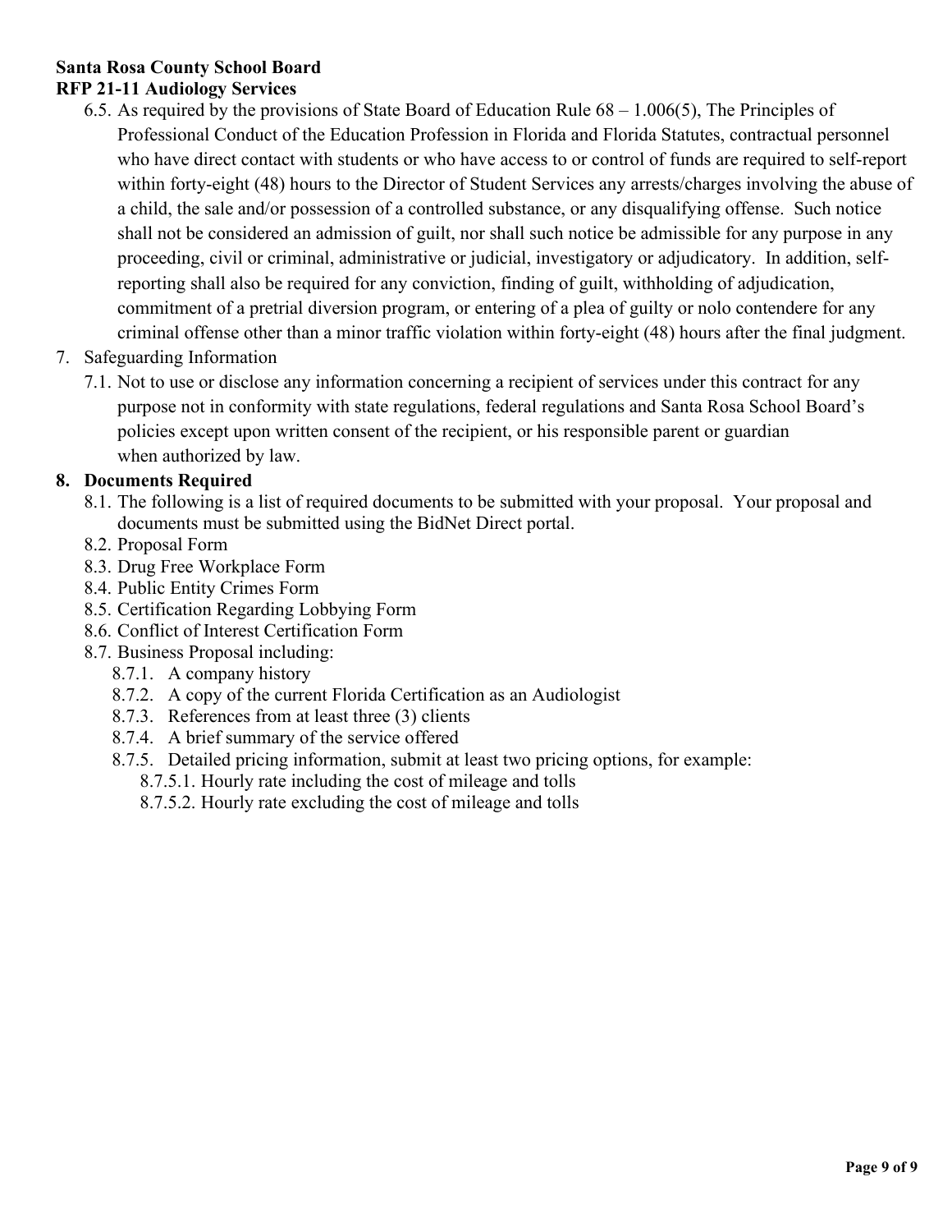6.5. As required by the provisions of State Board of Education Rule 68 – 1.006(5), The Principles of Professional Conduct of the Education Profession in Florida and Florida Statutes, contractual personnel who have direct contact with students or who have access to or control of funds are required to self-report within forty-eight (48) hours to the Director of Student Services any arrests/charges involving the abuse of a child, the sale and/or possession of a controlled substance, or any disqualifying offense. Such notice shall not be considered an admission of guilt, nor shall such notice be admissible for any purpose in any proceeding, civil or criminal, administrative or judicial, investigatory or adjudicatory. In addition, self-reporting shall also be required for any conviction, finding of guilt, withholding of adjudication, commitment of a pretrial diversion program, or entering of a plea of guilty or nolo contendere for any criminal offense other than a minor traffic violation within forty-eight (48) hours after the final judgment.

7. Safeguarding Information

7.1. Not to use or disclose any information concerning a recipient of services under this contract for any purpose not in conformity with state regulations, federal regulations and Santa Rosa School Board's policies except upon written consent of the recipient, or his responsible parent or guardian when authorized by law.

**8. Documents Required**

8.1. The following is a list of required documents to be submitted with your proposal. Your proposal and documents must be submitted using the BidNet Direct portal.

8.2. Proposal Form

8.3. Drug Free Workplace Form

8.4. Public Entity Crimes Form

8.5. Certification Regarding Lobbying Form

8.6. Conflict of Interest Certification Form

8.7. Business Proposal including:

8.7.1. A company history

8.7.2. A copy of the current Florida Certification as an Audiologist

8.7.3. References from at least three (3) clients

8.7.4. A brief summary of the service offered

8.7.5. Detailed pricing information, submit at least two pricing options, for example:

8.7.5.1. Hourly rate including the cost of mileage and tolls

8.7.5.2. Hourly rate excluding the cost of mileage and tolls